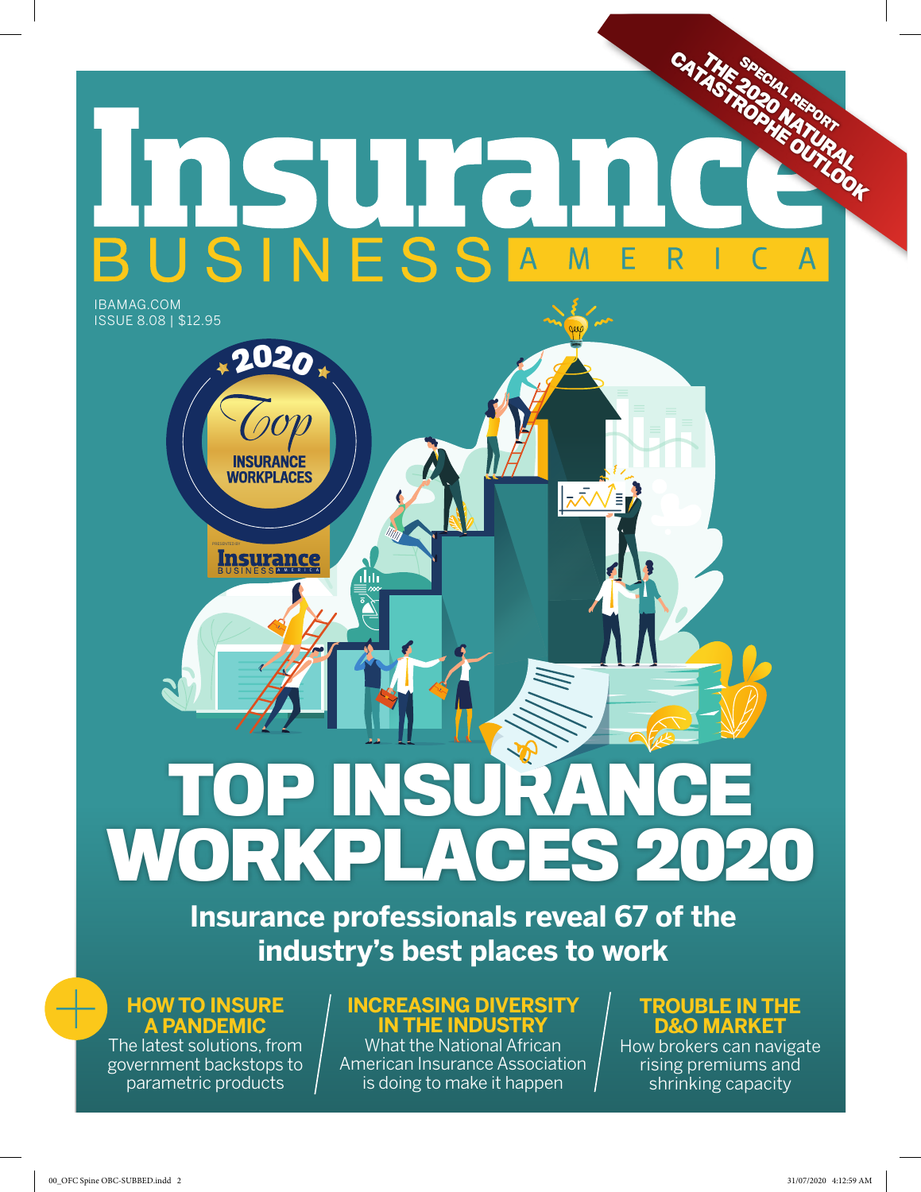# Insurance BUSINESS AMERICA

SPECIAL REPORT
THE 2020 NATURAL CATASTROPHE OUTLOOK

IBAMAG.COM
ISSUE 8.08 | $12.95

2020 Top INSURANCE WORKPLACES

PRESENTED BY Insurance BUSINESS AMERICA

# TOP INSURANCE WORKPLACES 2020

**Insurance professionals reveal 67 of the industry's best places to work**

**HOW TO INSURE A PANDEMIC**
The latest solutions, from government backstops to parametric products

**INCREASING DIVERSITY IN THE INDUSTRY**
What the National African American Insurance Association is doing to make it happen

**TROUBLE IN THE D&O MARKET**
How brokers can navigate rising premiums and shrinking capacity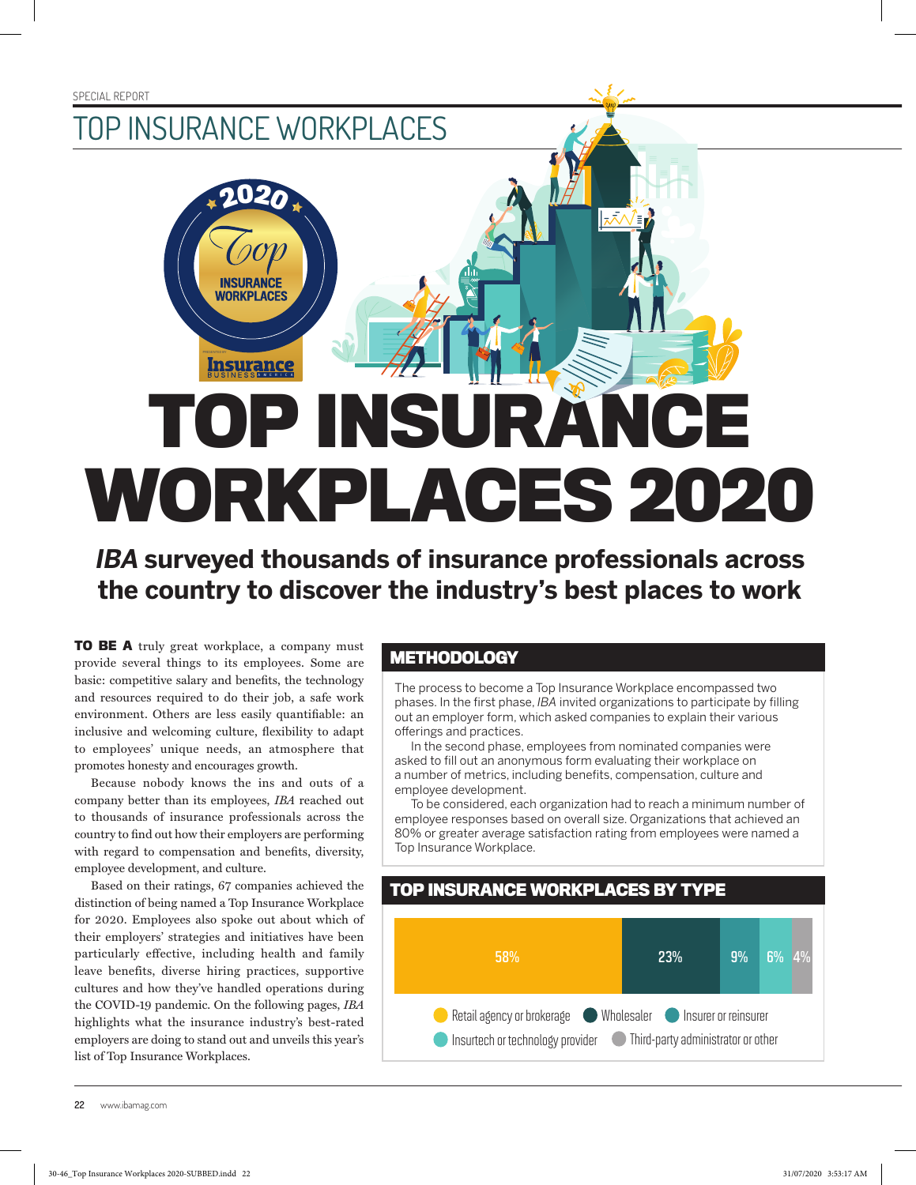SPECIAL REPORT

# TOP INSURANCE WORKPLACES

# TOP INSURANCE WORKPLACES 2020

## *IBA* surveyed thousands of insurance professionals across the country to discover the industry's best places to work

**TO BE A** truly great workplace, a company must provide several things to its employees. Some are basic: competitive salary and benefits, the technology and resources required to do their job, a safe work environment. Others are less easily quantifiable: an inclusive and welcoming culture, flexibility to adapt to employees' unique needs, an atmosphere that promotes honesty and encourages growth.

Because nobody knows the ins and outs of a company better than its employees, *IBA* reached out to thousands of insurance professionals across the country to find out how their employers are performing with regard to compensation and benefits, diversity, employee development, and culture.

Based on their ratings, 67 companies achieved the distinction of being named a Top Insurance Workplace for 2020. Employees also spoke out about which of their employers' strategies and initiatives have been particularly effective, including health and family leave benefits, diverse hiring practices, supportive cultures and how they've handled operations during the COVID-19 pandemic. On the following pages, *IBA* highlights what the insurance industry's best-rated employers are doing to stand out and unveils this year's list of Top Insurance Workplaces.

### METHODOLOGY

The process to become a Top Insurance Workplace encompassed two phases. In the first phase, *IBA* invited organizations to participate by filling out an employer form, which asked companies to explain their various offerings and practices.

In the second phase, employees from nominated companies were asked to fill out an anonymous form evaluating their workplace on a number of metrics, including benefits, compensation, culture and employee development.

To be considered, each organization had to reach a minimum number of employee responses based on overall size. Organizations that achieved an 80% or greater average satisfaction rating from employees were named a Top Insurance Workplace.

### TOP INSURANCE WORKPLACES BY TYPE

| Type | Share |
|---|---|
| Retail agency or brokerage | 58% |
| Wholesaler | 23% |
| Insurer or reinsurer | 9% |
| Insurtech or technology provider | 6% |
| Third-party administrator or other | 4% |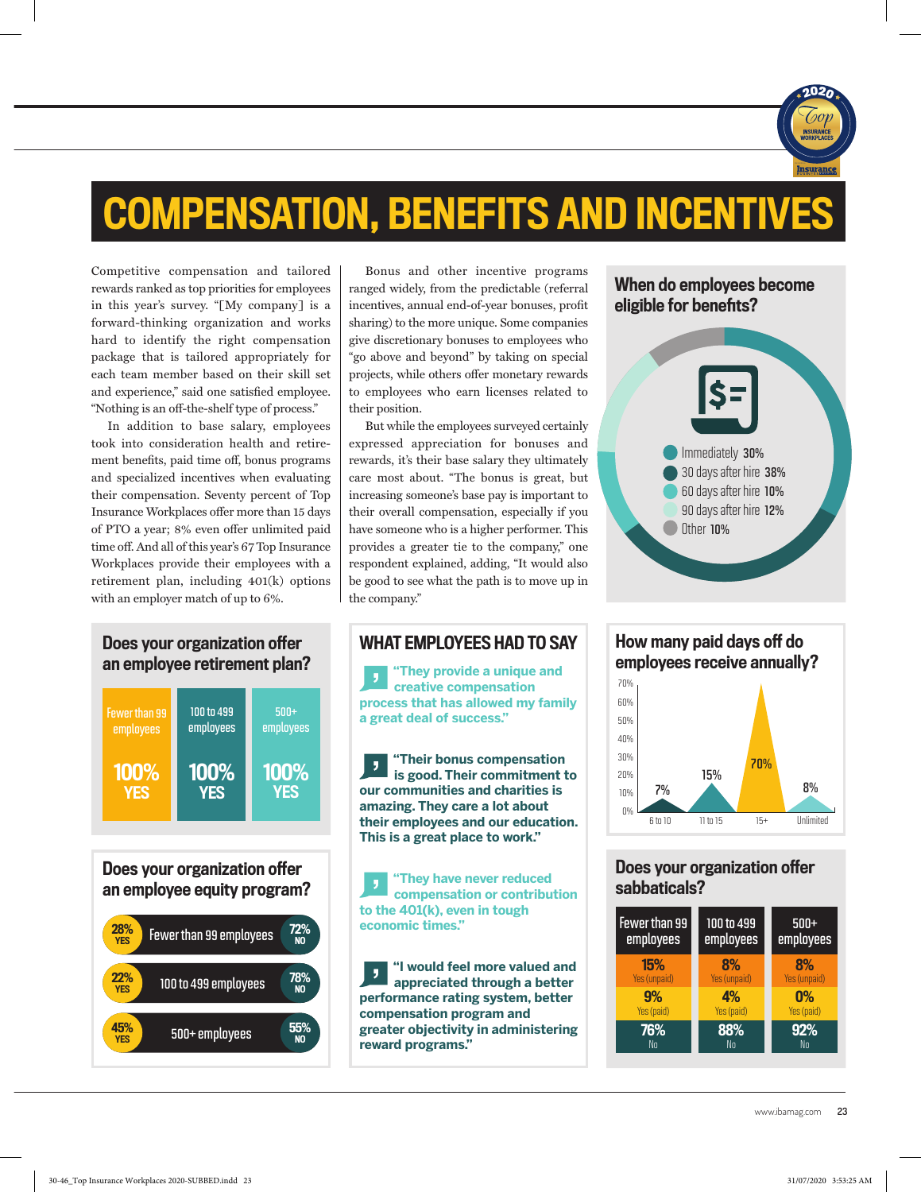# COMPENSATION, BENEFITS AND INCENTIVES

Competitive compensation and tailored rewards ranked as top priorities for employees in this year's survey. "[My company] is a forward-thinking organization and works hard to identify the right compensation package that is tailored appropriately for each team member based on their skill set and experience," said one satisfied employee. "Nothing is an off-the-shelf type of process."

In addition to base salary, employees took into consideration health and retirement benefits, paid time off, bonus programs and specialized incentives when evaluating their compensation. Seventy percent of Top Insurance Workplaces offer more than 15 days of PTO a year; 8% even offer unlimited paid time off. And all of this year's 67 Top Insurance Workplaces provide their employees with a retirement plan, including 401(k) options with an employer match of up to 6%.

Bonus and other incentive programs ranged widely, from the predictable (referral incentives, annual end-of-year bonuses, profit sharing) to the more unique. Some companies give discretionary bonuses to employees who "go above and beyond" by taking on special projects, while others offer monetary rewards to employees who earn licenses related to their position.

But while the employees surveyed certainly expressed appreciation for bonuses and rewards, it's their base salary they ultimately care most about. "The bonus is great, but increasing someone's base pay is important to their overall compensation, especially if you have someone who is a higher performer. This provides a greater tie to the company," one respondent explained, adding, "It would also be good to see what the path is to move up in the company."

### When do employees become eligible for benefits?

- Immediately **30%**
- 30 days after hire **38%**
- 60 days after hire **10%**
- 90 days after hire **12%**
- Other **10%**

### Does your organization offer an employee retirement plan?

| Fewer than 99 employees | 100 to 499 employees | 500+ employees |
|---|---|---|
| 100% YES | 100% YES | 100% YES |

### Does your organization offer an employee equity program?

| | YES | NO |
|---|---|---|
| Fewer than 99 employees | 28% | 72% |
| 100 to 499 employees | 22% | 78% |
| 500+ employees | 45% | 55% |

### WHAT EMPLOYEES HAD TO SAY

**"They provide a unique and creative compensation process that has allowed my family a great deal of success."**

**"Their bonus compensation is good. Their commitment to our communities and charities is amazing. They care a lot about their employees and our education. This is a great place to work."**

**"They have never reduced compensation or contribution to the 401(k), even in tough economic times."**

**"I would feel more valued and appreciated through a better performance rating system, better compensation program and greater objectivity in administering reward programs."**

### How many paid days off do employees receive annually?

| 6 to 10 | 11 to 15 | 15+ | Unlimited |
|---|---|---|---|
| 7% | 15% | 70% | 8% |

### Does your organization offer sabbaticals?

| | Fewer than 99 employees | 100 to 499 employees | 500+ employees |
|---|---|---|---|
| Yes (unpaid) | 15% | 8% | 8% |
| Yes (paid) | 9% | 4% | 0% |
| No | 76% | 88% | 92% |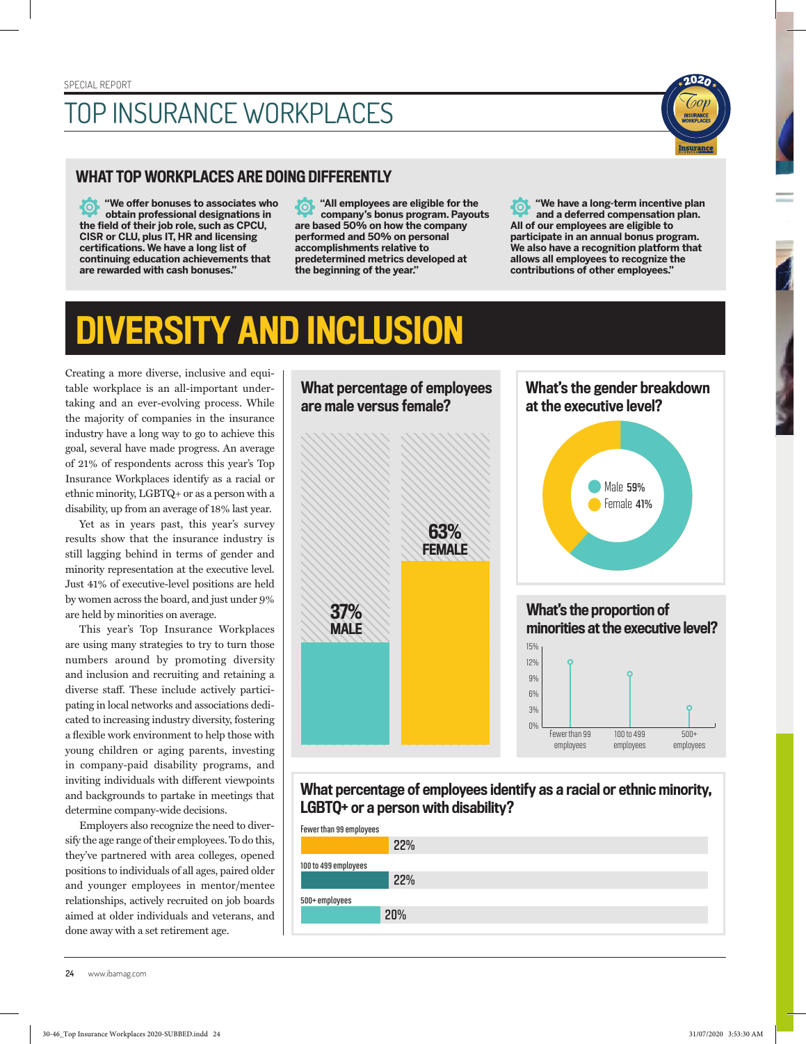SPECIAL REPORT

# TOP INSURANCE WORKPLACES

## WHAT TOP WORKPLACES ARE DOING DIFFERENTLY

**"We offer bonuses to associates who obtain professional designations in the field of their job role, such as CPCU, CISR or CLU, plus IT, HR and licensing certifications. We have a long list of continuing education achievements that are rewarded with cash bonuses."**

**"All employees are eligible for the company's bonus program. Payouts are based 50% on how the company performed and 50% on personal accomplishments relative to predetermined metrics developed at the beginning of the year."**

**"We have a long-term incentive plan and a deferred compensation plan. All of our employees are eligible to participate in an annual bonus program. We also have a recognition platform that allows all employees to recognize the contributions of other employees."**

# DIVERSITY AND INCLUSION

Creating a more diverse, inclusive and equitable workplace is an all-important undertaking and an ever-evolving process. While the majority of companies in the insurance industry have a long way to go to achieve this goal, several have made progress. An average of 21% of respondents across this year's Top Insurance Workplaces identify as a racial or ethnic minority, LGBTQ+ or as a person with a disability, up from an average of 18% last year.

Yet as in years past, this year's survey results show that the insurance industry is still lagging behind in terms of gender and minority representation at the executive level. Just 41% of executive-level positions are held by women across the board, and just under 9% are held by minorities on average.

This year's Top Insurance Workplaces are using many strategies to try to turn those numbers around by promoting diversity and inclusion and recruiting and retaining a diverse staff. These include actively participating in local networks and associations dedicated to increasing industry diversity, fostering a flexible work environment to help those with young children or aging parents, investing in company-paid disability programs, and inviting individuals with different viewpoints and backgrounds to partake in meetings that determine company-wide decisions.

Employers also recognize the need to diversify the age range of their employees. To do this, they've partnered with area colleges, opened positions to individuals of all ages, paired older and younger employees in mentor/mentee relationships, actively recruited on job boards aimed at older individuals and veterans, and done away with a set retirement age.

### What percentage of employees are male versus female?

| Gender | Percentage |
|---|---|
| Male | 37% |
| Female | 63% |

### What's the gender breakdown at the executive level?

| Gender | Percentage |
|---|---|
| Male | 59% |
| Female | 41% |

### What's the proportion of minorities at the executive level?

| Company size | Approx. proportion |
|---|---|
| Fewer than 99 employees | ~12% |
| 100 to 499 employees | ~9% |
| 500+ employees | ~3% |

### What percentage of employees identify as a racial or ethnic minority, LGBTQ+ or a person with disability?

| Company size | Percentage |
|---|---|
| Fewer than 99 employees | 22% |
| 100 to 499 employees | 22% |
| 500+ employees | 20% |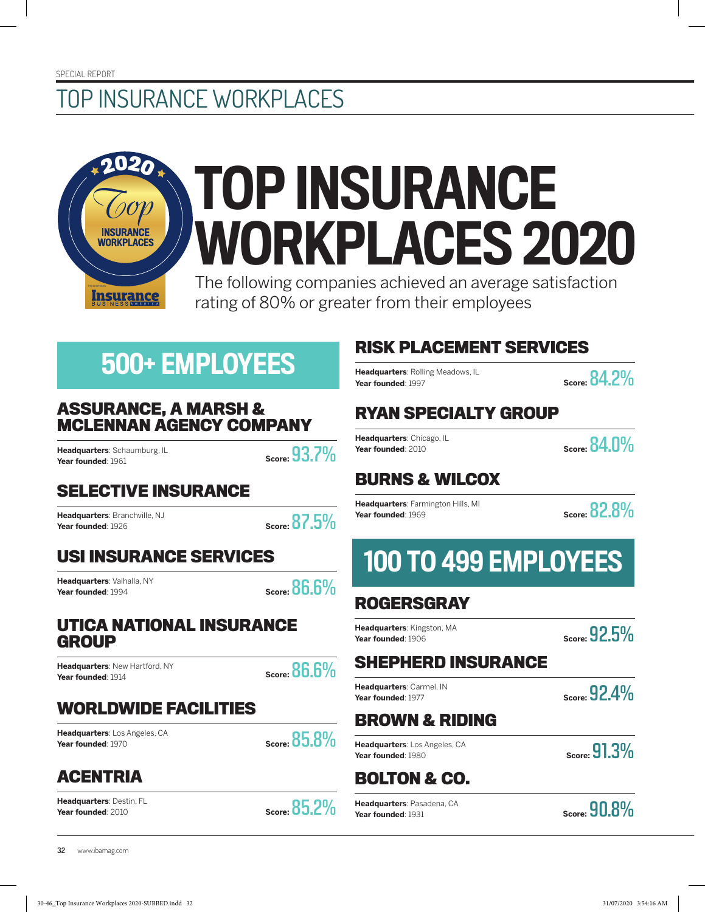SPECIAL REPORT

# TOP INSURANCE WORKPLACES

# TOP INSURANCE WORKPLACES 2020

The following companies achieved an average satisfaction rating of 80% or greater from their employees

## 500+ EMPLOYEES

### ASSURANCE, A MARSH & MCLENNAN AGENCY COMPANY

**Headquarters**: Schaumburg, IL
**Year founded**: 1961

**Score:** 93.7%

### SELECTIVE INSURANCE

**Headquarters**: Branchville, NJ
**Year founded**: 1926

**Score:** 87.5%

### USI INSURANCE SERVICES

**Headquarters**: Valhalla, NY
**Year founded**: 1994

**Score:** 86.6%

### UTICA NATIONAL INSURANCE GROUP

**Headquarters**: New Hartford, NY
**Year founded**: 1914

**Score:** 86.6%

### WORLDWIDE FACILITIES

**Headquarters**: Los Angeles, CA
**Year founded**: 1970

**Score:** 85.8%

### ACENTRIA

**Headquarters**: Destin, FL
**Year founded**: 2010

**Score:** 85.2%

### RISK PLACEMENT SERVICES

**Headquarters**: Rolling Meadows, IL
**Year founded**: 1997

**Score:** 84.2%

### RYAN SPECIALTY GROUP

**Headquarters**: Chicago, IL
**Year founded**: 2010

**Score:** 84.0%

### BURNS & WILCOX

**Headquarters**: Farmington Hills, MI
**Year founded**: 1969

**Score:** 82.8%

## 100 TO 499 EMPLOYEES

### ROGERSGRAY

**Headquarters**: Kingston, MA
**Year founded**: 1906

**Score:** 92.5%

### SHEPHERD INSURANCE

**Headquarters**: Carmel, IN
**Year founded**: 1977

**Score:** 92.4%

### BROWN & RIDING

**Headquarters**: Los Angeles, CA
**Year founded**: 1980

**Score:** 91.3%

### BOLTON & CO.

**Headquarters**: Pasadena, CA
**Year founded**: 1931

**Score:** 90.8%